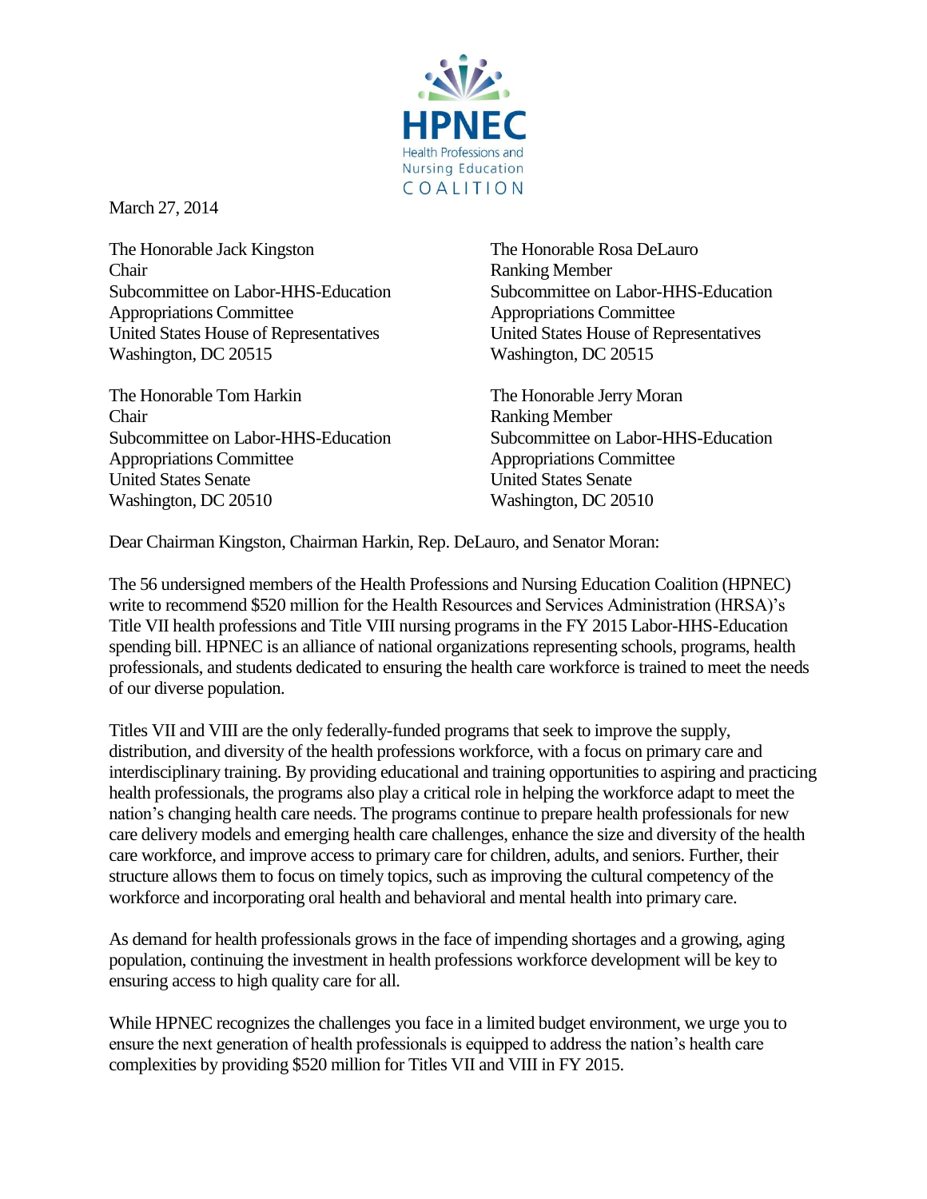HPNEC
Health Professions and Nursing Education COALITION

March 27, 2014

The Honorable Jack Kingston
Chair
Subcommittee on Labor-HHS-Education
Appropriations Committee
United States House of Representatives
Washington, DC 20515

The Honorable Rosa DeLauro
Ranking Member
Subcommittee on Labor-HHS-Education
Appropriations Committee
United States House of Representatives
Washington, DC 20515

The Honorable Tom Harkin
Chair
Subcommittee on Labor-HHS-Education
Appropriations Committee
United States Senate
Washington, DC 20510

The Honorable Jerry Moran
Ranking Member
Subcommittee on Labor-HHS-Education
Appropriations Committee
United States Senate
Washington, DC 20510

Dear Chairman Kingston, Chairman Harkin, Rep. DeLauro, and Senator Moran:

The 56 undersigned members of the Health Professions and Nursing Education Coalition (HPNEC) write to recommend $520 million for the Health Resources and Services Administration (HRSA)'s Title VII health professions and Title VIII nursing programs in the FY 2015 Labor-HHS-Education spending bill. HPNEC is an alliance of national organizations representing schools, programs, health professionals, and students dedicated to ensuring the health care workforce is trained to meet the needs of our diverse population.

Titles VII and VIII are the only federally-funded programs that seek to improve the supply, distribution, and diversity of the health professions workforce, with a focus on primary care and interdisciplinary training. By providing educational and training opportunities to aspiring and practicing health professionals, the programs also play a critical role in helping the workforce adapt to meet the nation's changing health care needs. The programs continue to prepare health professionals for new care delivery models and emerging health care challenges, enhance the size and diversity of the health care workforce, and improve access to primary care for children, adults, and seniors. Further, their structure allows them to focus on timely topics, such as improving the cultural competency of the workforce and incorporating oral health and behavioral and mental health into primary care.

As demand for health professionals grows in the face of impending shortages and a growing, aging population, continuing the investment in health professions workforce development will be key to ensuring access to high quality care for all.

While HPNEC recognizes the challenges you face in a limited budget environment, we urge you to ensure the next generation of health professionals is equipped to address the nation's health care complexities by providing $520 million for Titles VII and VIII in FY 2015.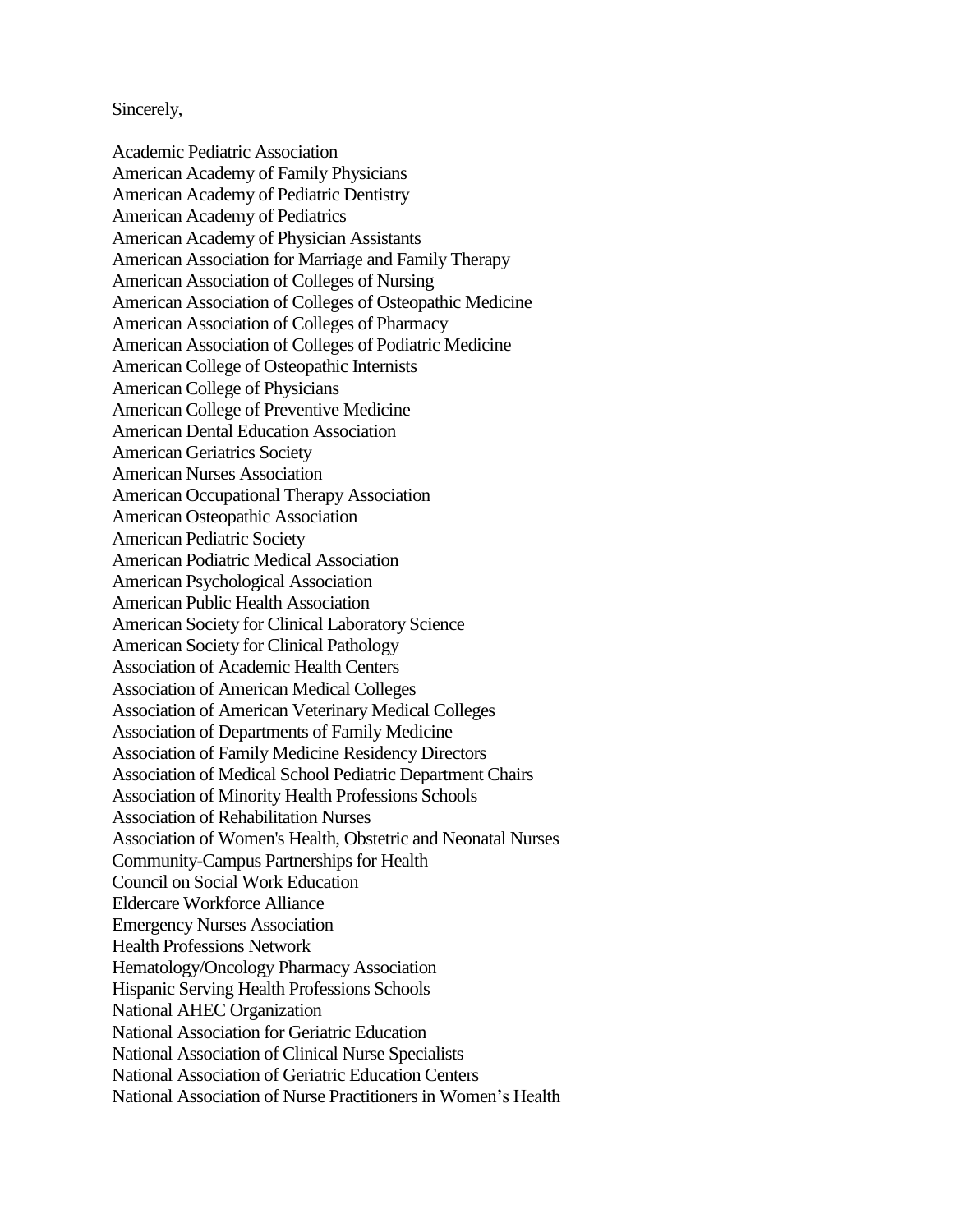Sincerely,

Academic Pediatric Association
American Academy of Family Physicians
American Academy of Pediatric Dentistry
American Academy of Pediatrics
American Academy of Physician Assistants
American Association for Marriage and Family Therapy
American Association of Colleges of Nursing
American Association of Colleges of Osteopathic Medicine
American Association of Colleges of Pharmacy
American Association of Colleges of Podiatric Medicine
American College of Osteopathic Internists
American College of Physicians
American College of Preventive Medicine
American Dental Education Association
American Geriatrics Society
American Nurses Association
American Occupational Therapy Association
American Osteopathic Association
American Pediatric Society
American Podiatric Medical Association
American Psychological Association
American Public Health Association
American Society for Clinical Laboratory Science
American Society for Clinical Pathology
Association of Academic Health Centers
Association of American Medical Colleges
Association of American Veterinary Medical Colleges
Association of Departments of Family Medicine
Association of Family Medicine Residency Directors
Association of Medical School Pediatric Department Chairs
Association of Minority Health Professions Schools
Association of Rehabilitation Nurses
Association of Women's Health, Obstetric and Neonatal Nurses
Community-Campus Partnerships for Health
Council on Social Work Education
Eldercare Workforce Alliance
Emergency Nurses Association
Health Professions Network
Hematology/Oncology Pharmacy Association
Hispanic Serving Health Professions Schools
National AHEC Organization
National Association for Geriatric Education
National Association of Clinical Nurse Specialists
National Association of Geriatric Education Centers
National Association of Nurse Practitioners in Women's Health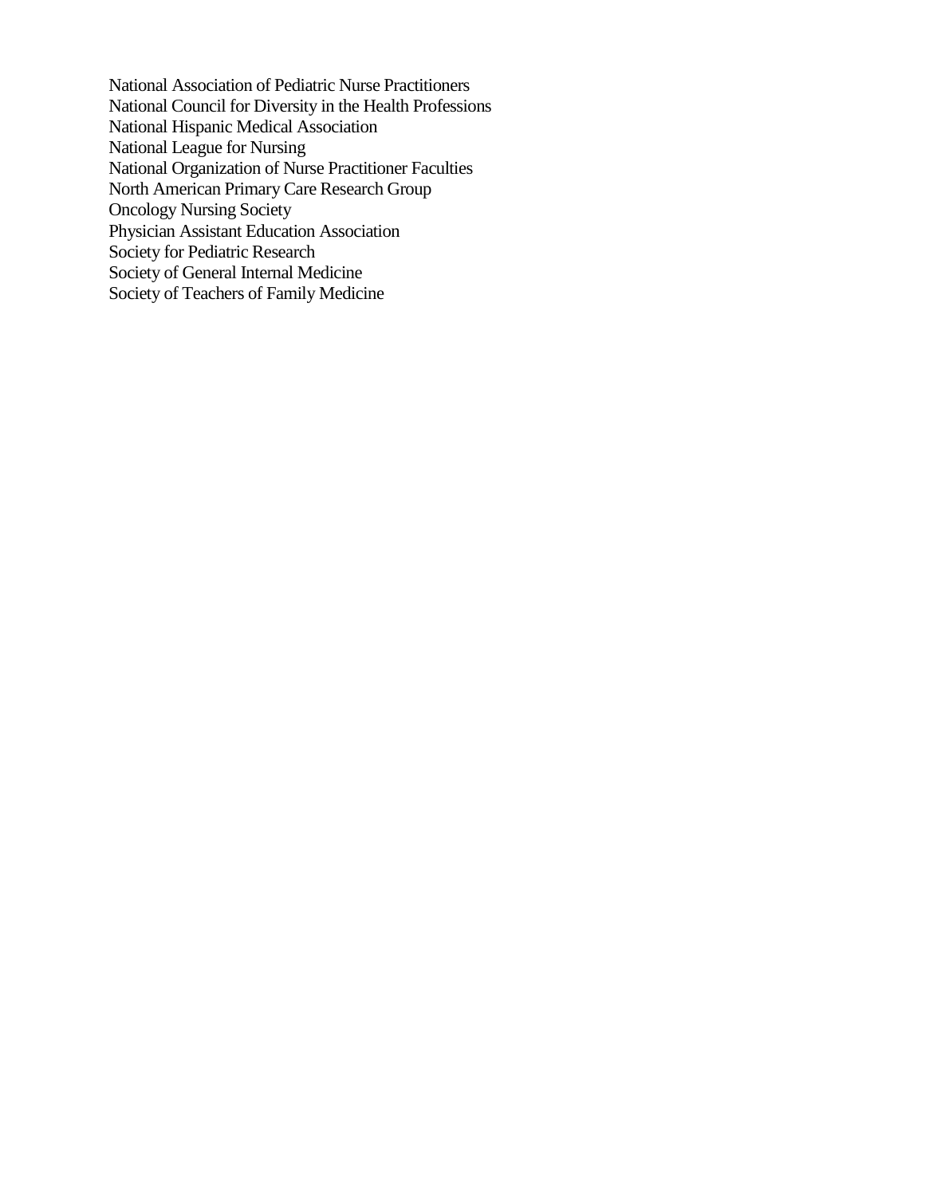National Association of Pediatric Nurse Practitioners
National Council for Diversity in the Health Professions
National Hispanic Medical Association
National League for Nursing
National Organization of Nurse Practitioner Faculties
North American Primary Care Research Group
Oncology Nursing Society
Physician Assistant Education Association
Society for Pediatric Research
Society of General Internal Medicine
Society of Teachers of Family Medicine